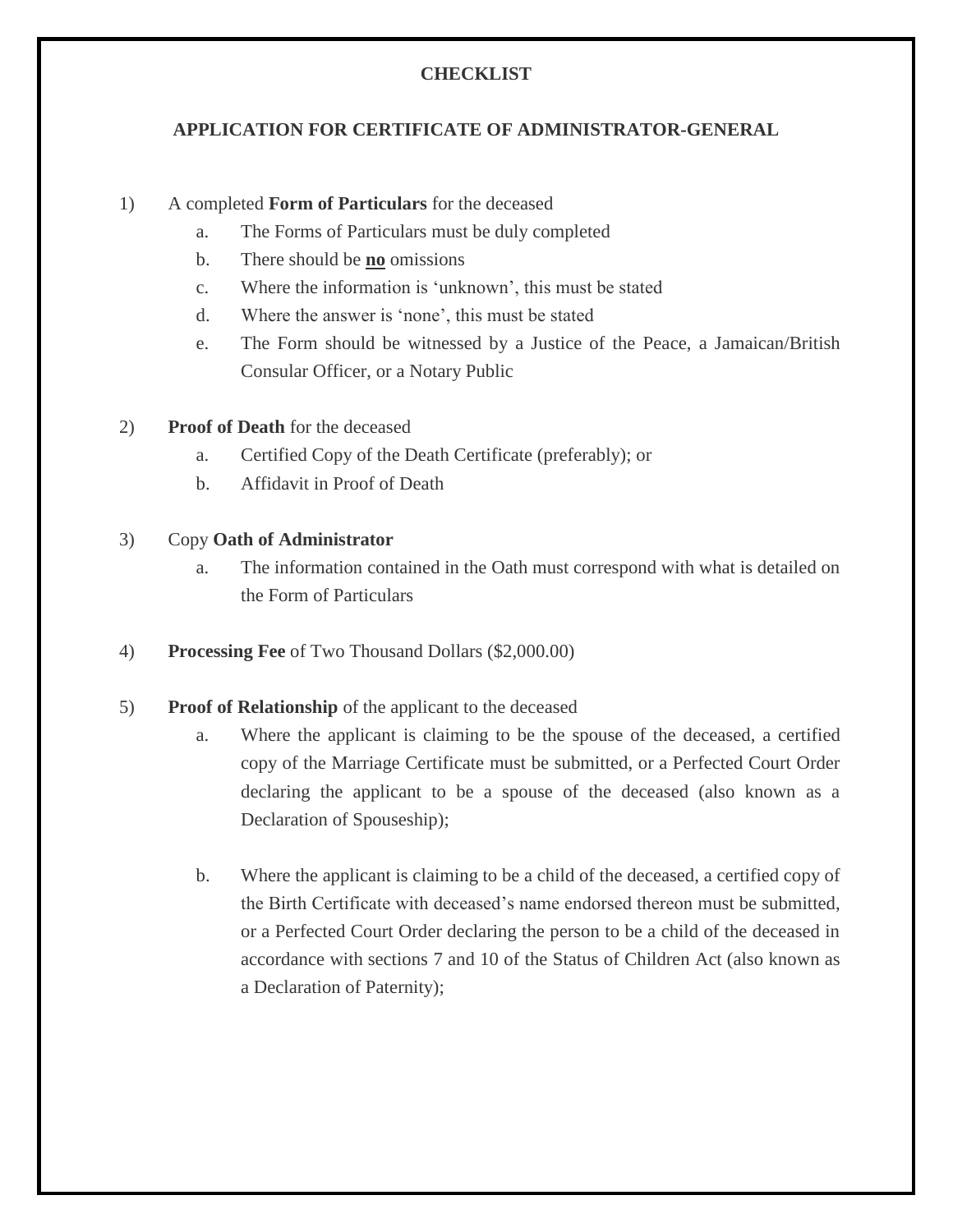# CHECKLIST

## APPLICATION FOR CERTIFICATE OF ADMINISTRATOR-GENERAL

1) A completed **Form of Particulars** for the deceased
   a. The Forms of Particulars must be duly completed
   b. There should be **<u>no</u>** omissions
   c. Where the information is 'unknown', this must be stated
   d. Where the answer is 'none', this must be stated
   e. The Form should be witnessed by a Justice of the Peace, a Jamaican/British Consular Officer, or a Notary Public

2) **Proof of Death** for the deceased
   a. Certified Copy of the Death Certificate (preferably); or
   b. Affidavit in Proof of Death

3) Copy **Oath of Administrator**
   a. The information contained in the Oath must correspond with what is detailed on the Form of Particulars

4) **Processing Fee** of Two Thousand Dollars ($2,000.00)

5) **Proof of Relationship** of the applicant to the deceased
   a. Where the applicant is claiming to be the spouse of the deceased, a certified copy of the Marriage Certificate must be submitted, or a Perfected Court Order declaring the applicant to be a spouse of the deceased (also known as a Declaration of Spouseship);

   b. Where the applicant is claiming to be a child of the deceased, a certified copy of the Birth Certificate with deceased's name endorsed thereon must be submitted, or a Perfected Court Order declaring the person to be a child of the deceased in accordance with sections 7 and 10 of the Status of Children Act (also known as a Declaration of Paternity);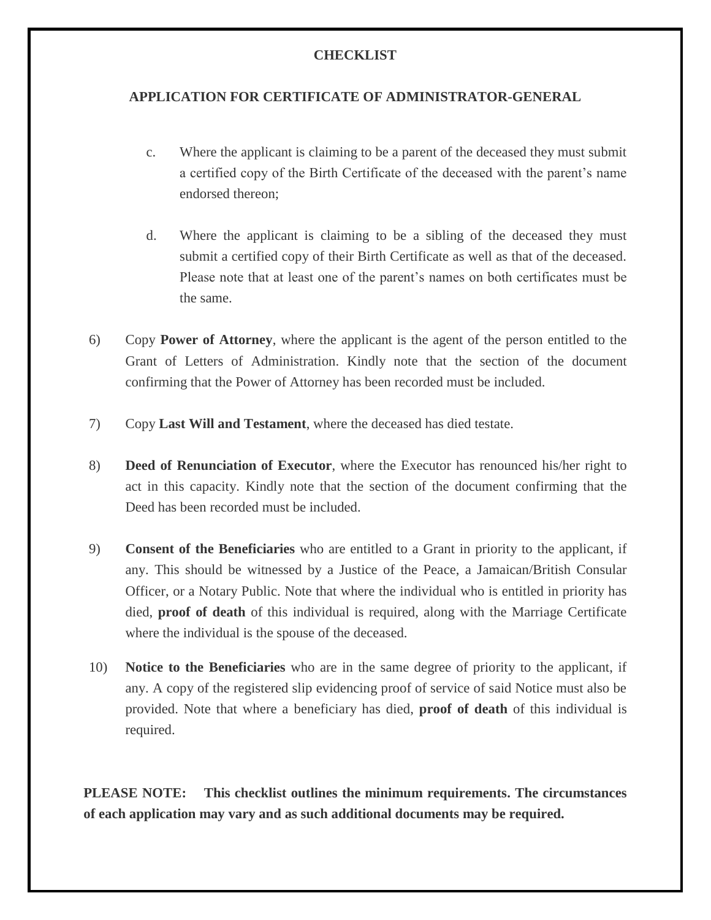**CHECKLIST**

**APPLICATION FOR CERTIFICATE OF ADMINISTRATOR-GENERAL**

c. Where the applicant is claiming to be a parent of the deceased they must submit a certified copy of the Birth Certificate of the deceased with the parent's name endorsed thereon;

d. Where the applicant is claiming to be a sibling of the deceased they must submit a certified copy of their Birth Certificate as well as that of the deceased. Please note that at least one of the parent's names on both certificates must be the same.

6) Copy **Power of Attorney**, where the applicant is the agent of the person entitled to the Grant of Letters of Administration. Kindly note that the section of the document confirming that the Power of Attorney has been recorded must be included.

7) Copy **Last Will and Testament**, where the deceased has died testate.

8) **Deed of Renunciation of Executor**, where the Executor has renounced his/her right to act in this capacity. Kindly note that the section of the document confirming that the Deed has been recorded must be included.

9) **Consent of the Beneficiaries** who are entitled to a Grant in priority to the applicant, if any. This should be witnessed by a Justice of the Peace, a Jamaican/British Consular Officer, or a Notary Public. Note that where the individual who is entitled in priority has died, **proof of death** of this individual is required, along with the Marriage Certificate where the individual is the spouse of the deceased.

10) **Notice to the Beneficiaries** who are in the same degree of priority to the applicant, if any. A copy of the registered slip evidencing proof of service of said Notice must also be provided. Note that where a beneficiary has died, **proof of death** of this individual is required.

**PLEASE NOTE: This checklist outlines the minimum requirements. The circumstances of each application may vary and as such additional documents may be required.**